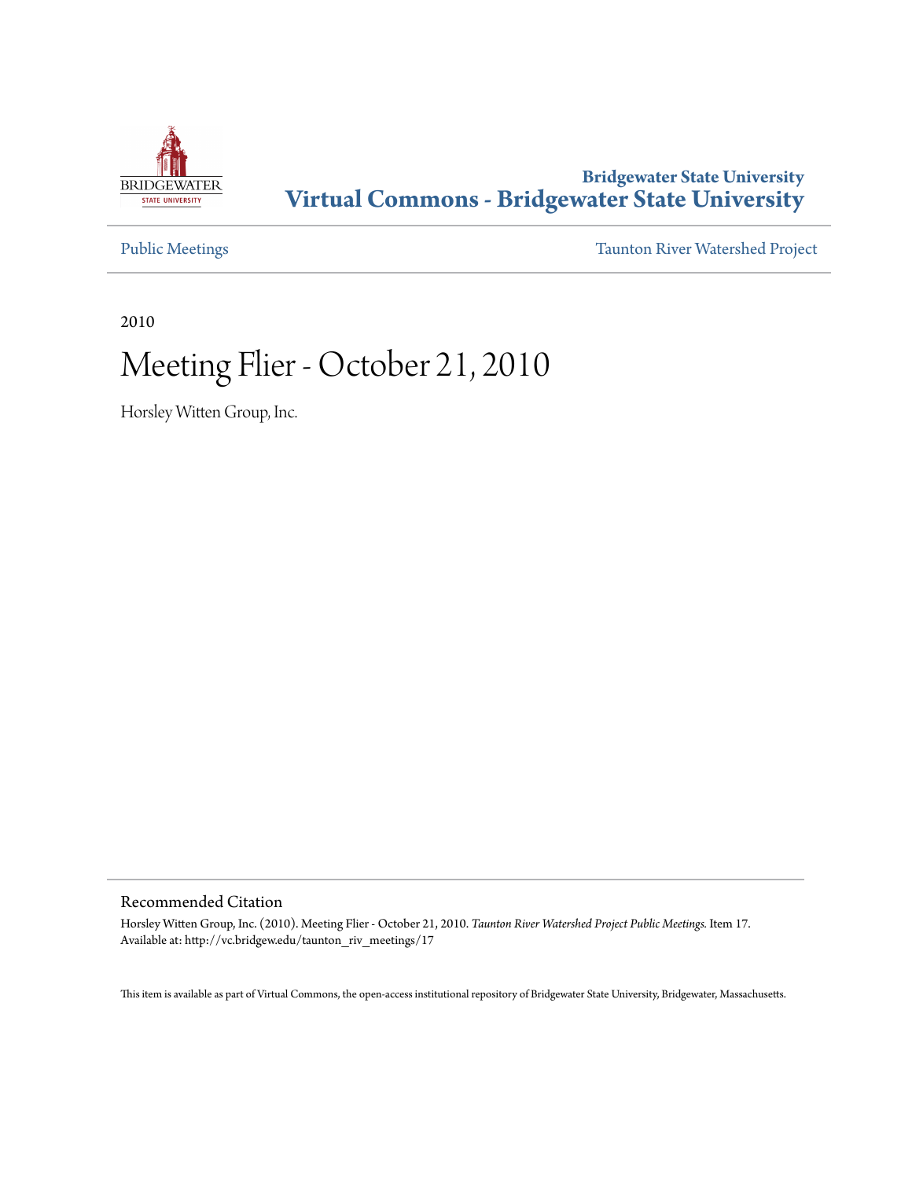Bridgewater State University
**Virtual Commons - Bridgewater State University**

Public Meetings

Taunton River Watershed Project

2010

# Meeting Flier - October 21, 2010

Horsley Witten Group, Inc.

## Recommended Citation

Horsley Witten Group, Inc. (2010). Meeting Flier - October 21, 2010. *Taunton River Watershed Project Public Meetings.* Item 17.
Available at: http://vc.bridgew.edu/taunton_riv_meetings/17

This item is available as part of Virtual Commons, the open-access institutional repository of Bridgewater State University, Bridgewater, Massachusetts.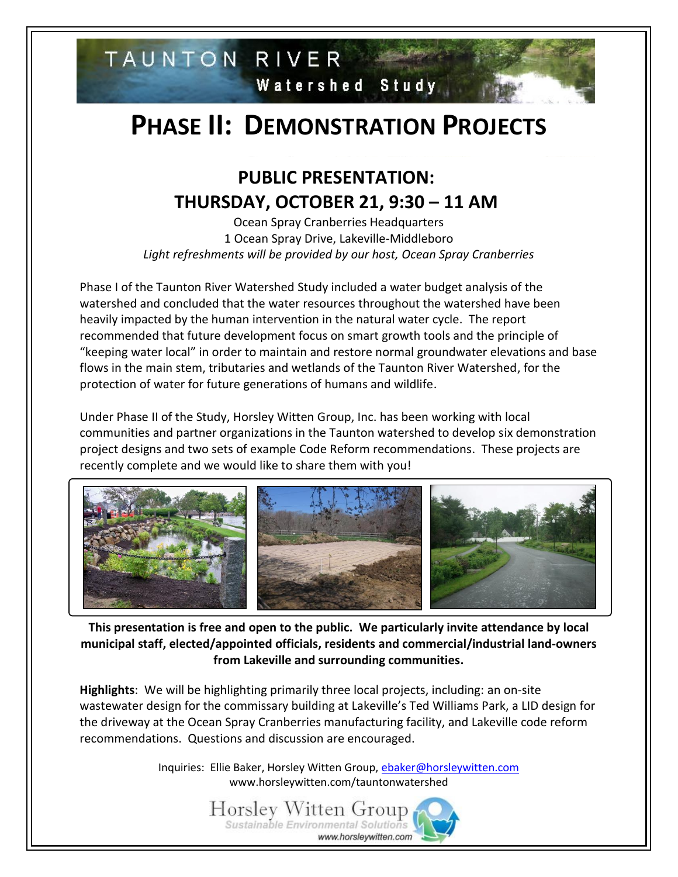TAUNTON RIVER
Watershed Study

# PHASE II: DEMONSTRATION PROJECTS

## PUBLIC PRESENTATION:
## THURSDAY, OCTOBER 21, 9:30 – 11 AM

Ocean Spray Cranberries Headquarters
1 Ocean Spray Drive, Lakeville-Middleboro
*Light refreshments will be provided by our host, Ocean Spray Cranberries*

Phase I of the Taunton River Watershed Study included a water budget analysis of the watershed and concluded that the water resources throughout the watershed have been heavily impacted by the human intervention in the natural water cycle. The report recommended that future development focus on smart growth tools and the principle of "keeping water local" in order to maintain and restore normal groundwater elevations and base flows in the main stem, tributaries and wetlands of the Taunton River Watershed, for the protection of water for future generations of humans and wildlife.

Under Phase II of the Study, Horsley Witten Group, Inc. has been working with local communities and partner organizations in the Taunton watershed to develop six demonstration project designs and two sets of example Code Reform recommendations. These projects are recently complete and we would like to share them with you!

**This presentation is free and open to the public. We particularly invite attendance by local municipal staff, elected/appointed officials, residents and commercial/industrial land-owners from Lakeville and surrounding communities.**

**Highlights**: We will be highlighting primarily three local projects, including: an on-site wastewater design for the commissary building at Lakeville's Ted Williams Park, a LID design for the driveway at the Ocean Spray Cranberries manufacturing facility, and Lakeville code reform recommendations. Questions and discussion are encouraged.

Inquiries: Ellie Baker, Horsley Witten Group, ebaker@horsleywitten.com
www.horsleywitten.com/tauntonwatershed

Horsley Witten Group
Sustainable Environmental Solutions
www.horsleywitten.com